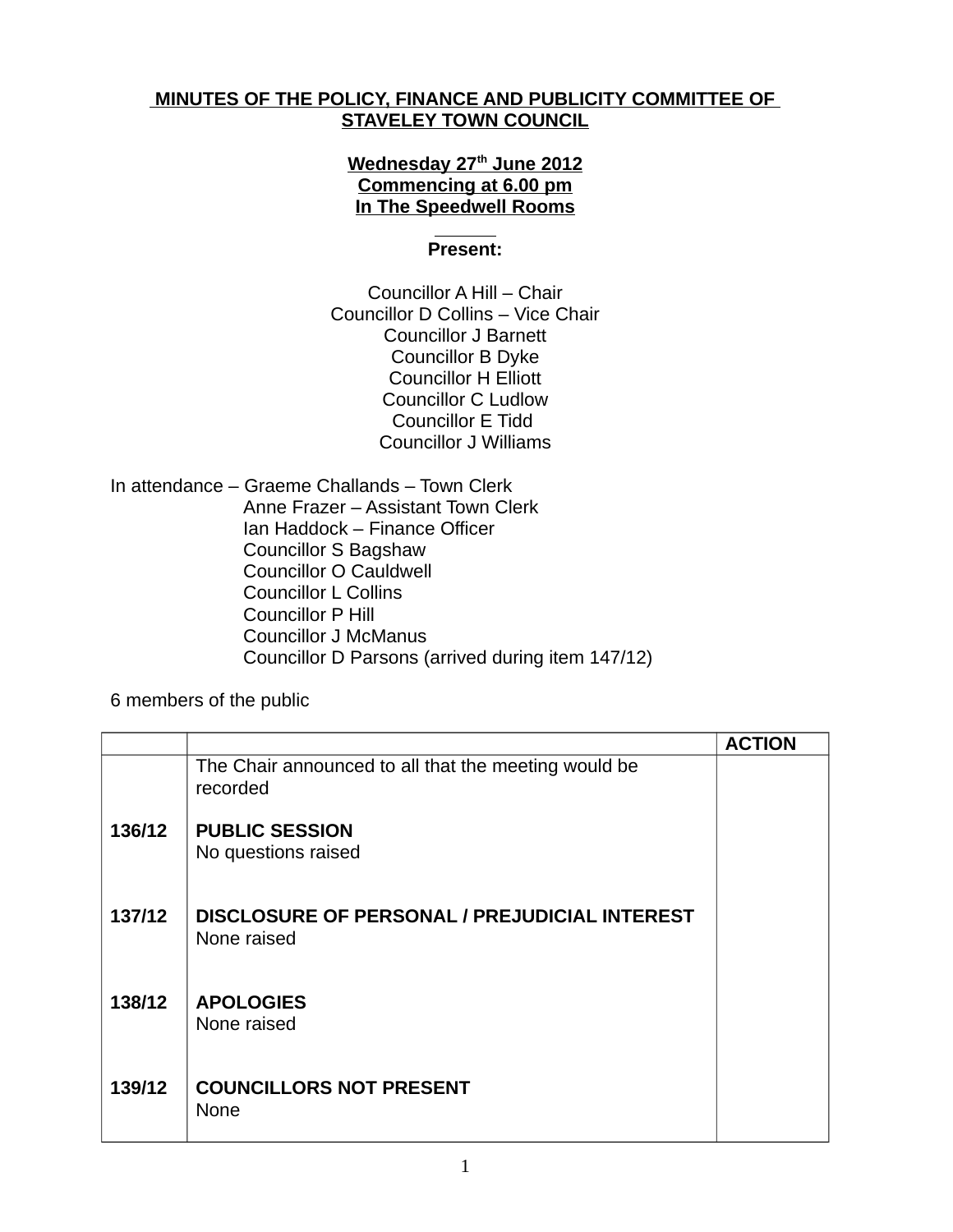# MINUTES OF THE POLICY, FINANCE AND PUBLICITY COMMITTEE OF STAVELEY TOWN COUNCIL

**Wednesday 27th June 2012**
**Commencing at 6.00 pm**
**In The Speedwell Rooms**

**Present:**

Councillor A Hill – Chair
Councillor D Collins – Vice Chair
Councillor J Barnett
Councillor B Dyke
Councillor H Elliott
Councillor C Ludlow
Councillor E Tidd
Councillor J Williams

In attendance – Graeme Challands – Town Clerk
Anne Frazer – Assistant Town Clerk
Ian Haddock – Finance Officer
Councillor S Bagshaw
Councillor O Cauldwell
Councillor L Collins
Councillor P Hill
Councillor J McManus
Councillor D Parsons (arrived during item 147/12)

6 members of the public

| | | ACTION |
|---|---|---|
| | The Chair announced to all that the meeting would be recorded | |
| 136/12 | **PUBLIC SESSION**<br>No questions raised | |
| 137/12 | **DISCLOSURE OF PERSONAL / PREJUDICIAL INTEREST**<br>None raised | |
| 138/12 | **APOLOGIES**<br>None raised | |
| 139/12 | **COUNCILLORS NOT PRESENT**<br>None | |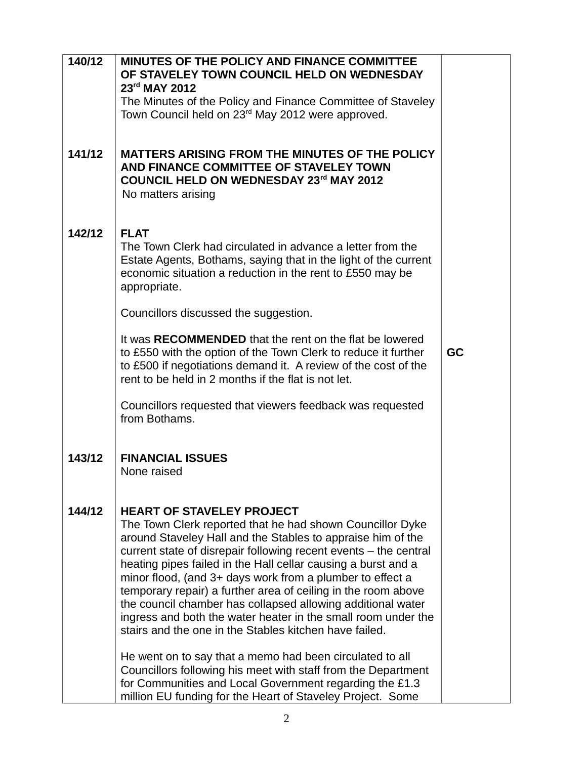| | | |
|---|---|---|
| 140/12 | **MINUTES OF THE POLICY AND FINANCE COMMITTEE OF STAVELEY TOWN COUNCIL HELD ON WEDNESDAY 23rd MAY 2012**<br>The Minutes of the Policy and Finance Committee of Staveley Town Council held on 23rd May 2012 were approved. | |
| 141/12 | **MATTERS ARISING FROM THE MINUTES OF THE POLICY AND FINANCE COMMITTEE OF STAVELEY TOWN COUNCIL HELD ON WEDNESDAY 23rd MAY 2012**<br>No matters arising | |
| 142/12 | **FLAT**<br>The Town Clerk had circulated in advance a letter from the Estate Agents, Bothams, saying that in the light of the current economic situation a reduction in the rent to £550 may be appropriate.<br><br>Councillors discussed the suggestion.<br><br>It was **RECOMMENDED** that the rent on the flat be lowered to £550 with the option of the Town Clerk to reduce it further to £500 if negotiations demand it. A review of the cost of the rent to be held in 2 months if the flat is not let.<br><br>Councillors requested that viewers feedback was requested from Bothams. | **GC** |
| 143/12 | **FINANCIAL ISSUES**<br>None raised | |
| 144/12 | **HEART OF STAVELEY PROJECT**<br>The Town Clerk reported that he had shown Councillor Dyke around Staveley Hall and the Stables to appraise him of the current state of disrepair following recent events – the central heating pipes failed in the Hall cellar causing a burst and a minor flood, (and 3+ days work from a plumber to effect a temporary repair) a further area of ceiling in the room above the council chamber has collapsed allowing additional water ingress and both the water heater in the small room under the stairs and the one in the Stables kitchen have failed.<br><br>He went on to say that a memo had been circulated to all Councillors following his meet with staff from the Department for Communities and Local Government regarding the £1.3 million EU funding for the Heart of Staveley Project. Some | |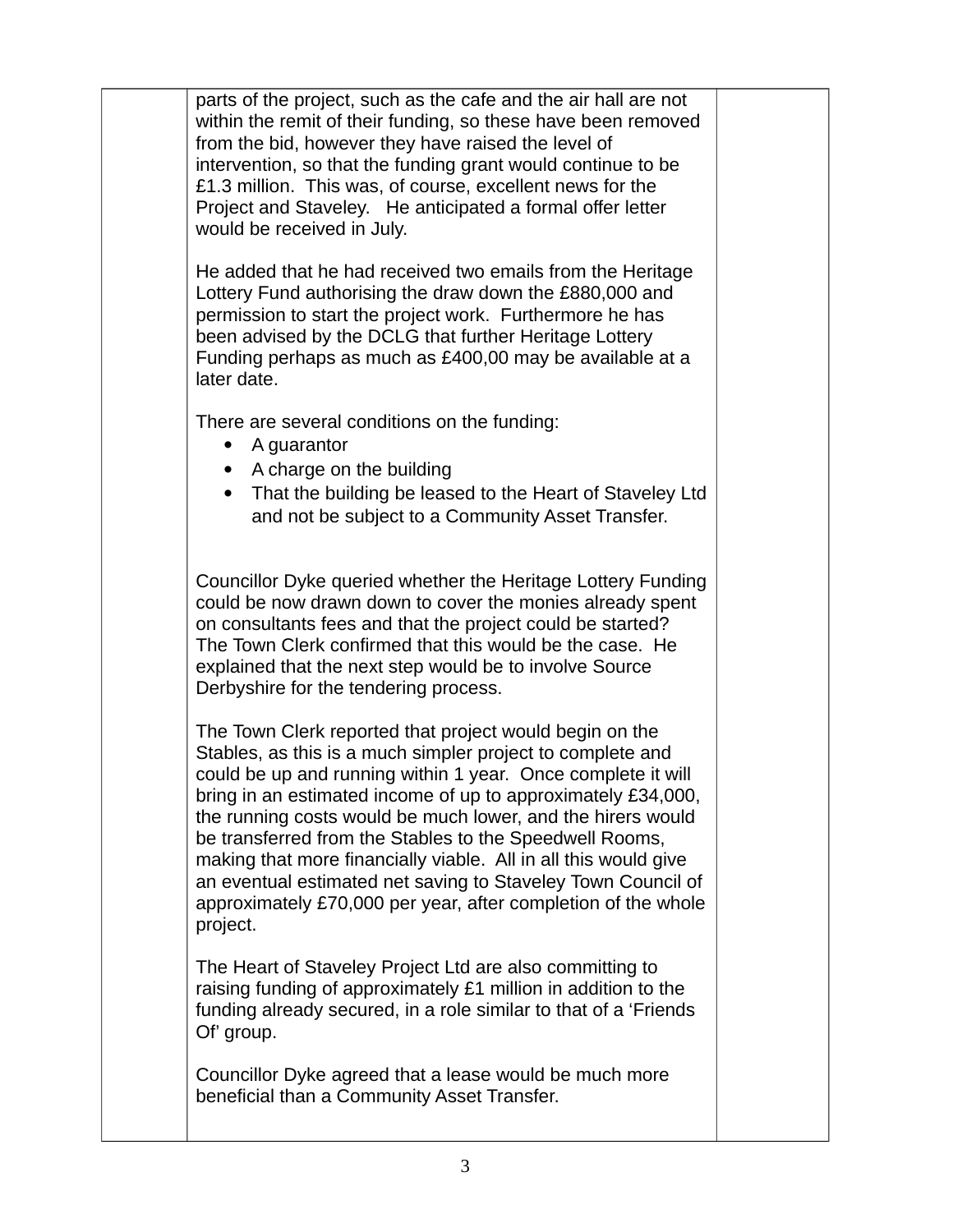| | | | |
|---|---|---|---|
| | parts of the project, such as the cafe and the air hall are not within the remit of their funding, so these have been removed from the bid, however they have raised the level of intervention, so that the funding grant would continue to be £1.3 million. This was, of course, excellent news for the Project and Staveley. He anticipated a formal offer letter would be received in July.<br><br>He added that he had received two emails from the Heritage Lottery Fund authorising the draw down the £880,000 and permission to start the project work. Furthermore he has been advised by the DCLG that further Heritage Lottery Funding perhaps as much as £400,00 may be available at a later date.<br><br>There are several conditions on the funding:<br>• A guarantor<br>• A charge on the building<br>• That the building be leased to the Heart of Staveley Ltd and not be subject to a Community Asset Transfer.<br><br>Councillor Dyke queried whether the Heritage Lottery Funding could be now drawn down to cover the monies already spent on consultants fees and that the project could be started? The Town Clerk confirmed that this would be the case. He explained that the next step would be to involve Source Derbyshire for the tendering process.<br><br>The Town Clerk reported that project would begin on the Stables, as this is a much simpler project to complete and could be up and running within 1 year. Once complete it will bring in an estimated income of up to approximately £34,000, the running costs would be much lower, and the hirers would be transferred from the Stables to the Speedwell Rooms, making that more financially viable. All in all this would give an eventual estimated net saving to Staveley Town Council of approximately £70,000 per year, after completion of the whole project.<br><br>The Heart of Staveley Project Ltd are also committing to raising funding of approximately £1 million in addition to the funding already secured, in a role similar to that of a 'Friends Of' group.<br><br>Councillor Dyke agreed that a lease would be much more beneficial than a Community Asset Transfer. | |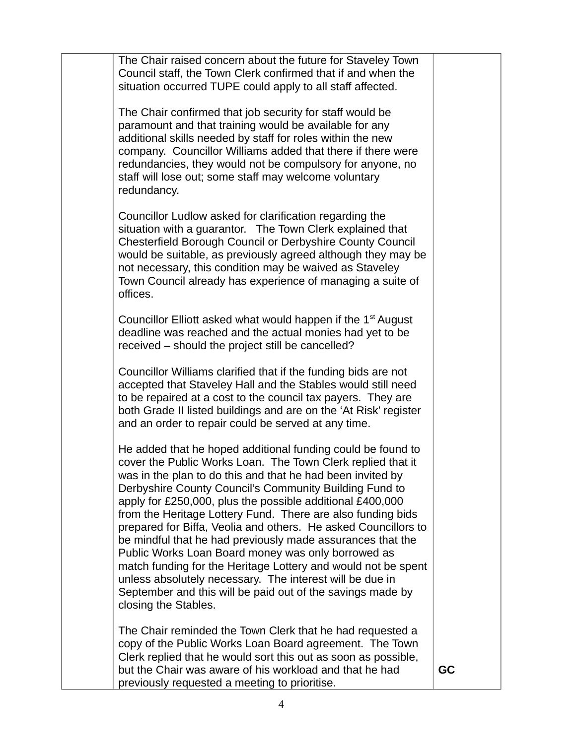| | | |
|---|---|---|
| | The Chair raised concern about the future for Staveley Town Council staff, the Town Clerk confirmed that if and when the situation occurred TUPE could apply to all staff affected.<br><br>The Chair confirmed that job security for staff would be paramount and that training would be available for any additional skills needed by staff for roles within the new company. Councillor Williams added that there if there were redundancies, they would not be compulsory for anyone, no staff will lose out; some staff may welcome voluntary redundancy.<br><br>Councillor Ludlow asked for clarification regarding the situation with a guarantor. The Town Clerk explained that Chesterfield Borough Council or Derbyshire County Council would be suitable, as previously agreed although they may be not necessary, this condition may be waived as Staveley Town Council already has experience of managing a suite of offices.<br><br>Councillor Elliott asked what would happen if the 1st August deadline was reached and the actual monies had yet to be received – should the project still be cancelled?<br><br>Councillor Williams clarified that if the funding bids are not accepted that Staveley Hall and the Stables would still need to be repaired at a cost to the council tax payers. They are both Grade II listed buildings and are on the 'At Risk' register and an order to repair could be served at any time.<br><br>He added that he hoped additional funding could be found to cover the Public Works Loan. The Town Clerk replied that it was in the plan to do this and that he had been invited by Derbyshire County Council's Community Building Fund to apply for £250,000, plus the possible additional £400,000 from the Heritage Lottery Fund. There are also funding bids prepared for Biffa, Veolia and others. He asked Councillors to be mindful that he had previously made assurances that the Public Works Loan Board money was only borrowed as match funding for the Heritage Lottery and would not be spent unless absolutely necessary. The interest will be due in September and this will be paid out of the savings made by closing the Stables.<br><br>The Chair reminded the Town Clerk that he had requested a copy of the Public Works Loan Board agreement. The Town Clerk replied that he would sort this out as soon as possible, but the Chair was aware of his workload and that he had previously requested a meeting to prioritise. | **GC** |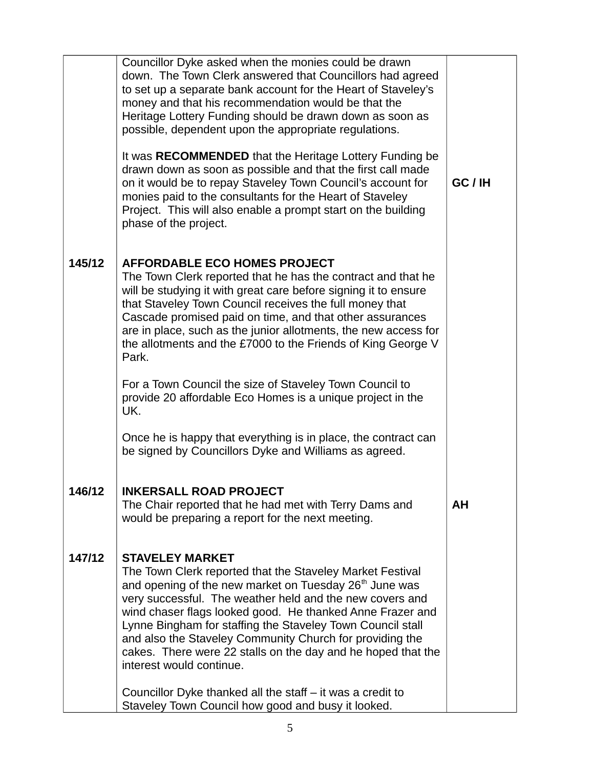| | | |
|---|---|---|
| | Councillor Dyke asked when the monies could be drawn down. The Town Clerk answered that Councillors had agreed to set up a separate bank account for the Heart of Staveley's money and that his recommendation would be that the Heritage Lottery Funding should be drawn down as soon as possible, dependent upon the appropriate regulations.<br><br>It was **RECOMMENDED** that the Heritage Lottery Funding be drawn down as soon as possible and that the first call made on it would be to repay Staveley Town Council's account for monies paid to the consultants for the Heart of Staveley Project. This will also enable a prompt start on the building phase of the project. | **GC / IH** |
| **145/12** | **AFFORDABLE ECO HOMES PROJECT**<br>The Town Clerk reported that he has the contract and that he will be studying it with great care before signing it to ensure that Staveley Town Council receives the full money that Cascade promised paid on time, and that other assurances are in place, such as the junior allotments, the new access for the allotments and the £7000 to the Friends of King George V Park.<br><br>For a Town Council the size of Staveley Town Council to provide 20 affordable Eco Homes is a unique project in the UK.<br><br>Once he is happy that everything is in place, the contract can be signed by Councillors Dyke and Williams as agreed. | |
| **146/12** | **INKERSALL ROAD PROJECT**<br>The Chair reported that he had met with Terry Dams and would be preparing a report for the next meeting. | **AH** |
| **147/12** | **STAVELEY MARKET**<br>The Town Clerk reported that the Staveley Market Festival and opening of the new market on Tuesday 26th June was very successful. The weather held and the new covers and wind chaser flags looked good. He thanked Anne Frazer and Lynne Bingham for staffing the Staveley Town Council stall and also the Staveley Community Church for providing the cakes. There were 22 stalls on the day and he hoped that the interest would continue.<br><br>Councillor Dyke thanked all the staff – it was a credit to Staveley Town Council how good and busy it looked. | |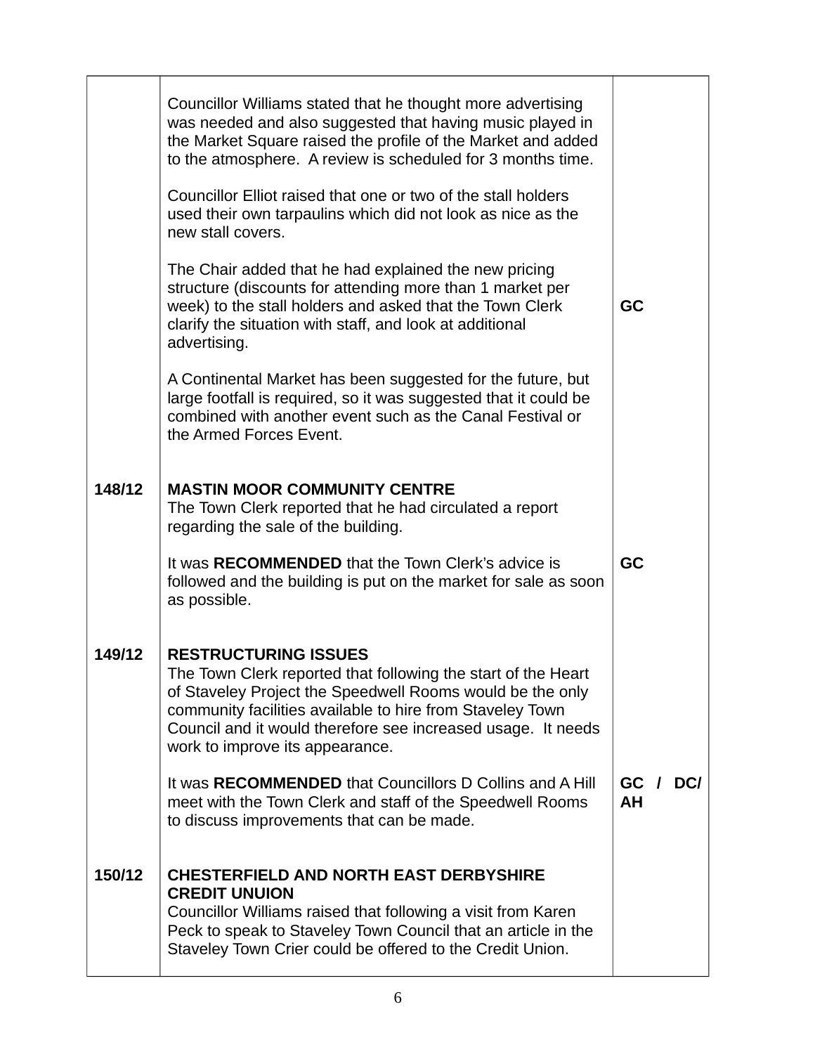| | | |
|---|---|---|
| | Councillor Williams stated that he thought more advertising was needed and also suggested that having music played in the Market Square raised the profile of the Market and added to the atmosphere. A review is scheduled for 3 months time.<br><br>Councillor Elliot raised that one or two of the stall holders used their own tarpaulins which did not look as nice as the new stall covers.<br><br>The Chair added that he had explained the new pricing structure (discounts for attending more than 1 market per week) to the stall holders and asked that the Town Clerk clarify the situation with staff, and look at additional advertising.<br><br>A Continental Market has been suggested for the future, but large footfall is required, so it was suggested that it could be combined with another event such as the Canal Festival or the Armed Forces Event. | **GC** |
| **148/12** | **MASTIN MOOR COMMUNITY CENTRE**<br>The Town Clerk reported that he had circulated a report regarding the sale of the building.<br><br>It was **RECOMMENDED** that the Town Clerk's advice is followed and the building is put on the market for sale as soon as possible. | **GC** |
| **149/12** | **RESTRUCTURING ISSUES**<br>The Town Clerk reported that following the start of the Heart of Staveley Project the Speedwell Rooms would be the only community facilities available to hire from Staveley Town Council and it would therefore see increased usage. It needs work to improve its appearance.<br><br>It was **RECOMMENDED** that Councillors D Collins and A Hill meet with the Town Clerk and staff of the Speedwell Rooms to discuss improvements that can be made. | **GC / DC/ AH** |
| **150/12** | **CHESTERFIELD AND NORTH EAST DERBYSHIRE CREDIT UNUION**<br>Councillor Williams raised that following a visit from Karen Peck to speak to Staveley Town Council that an article in the Staveley Town Crier could be offered to the Credit Union. | |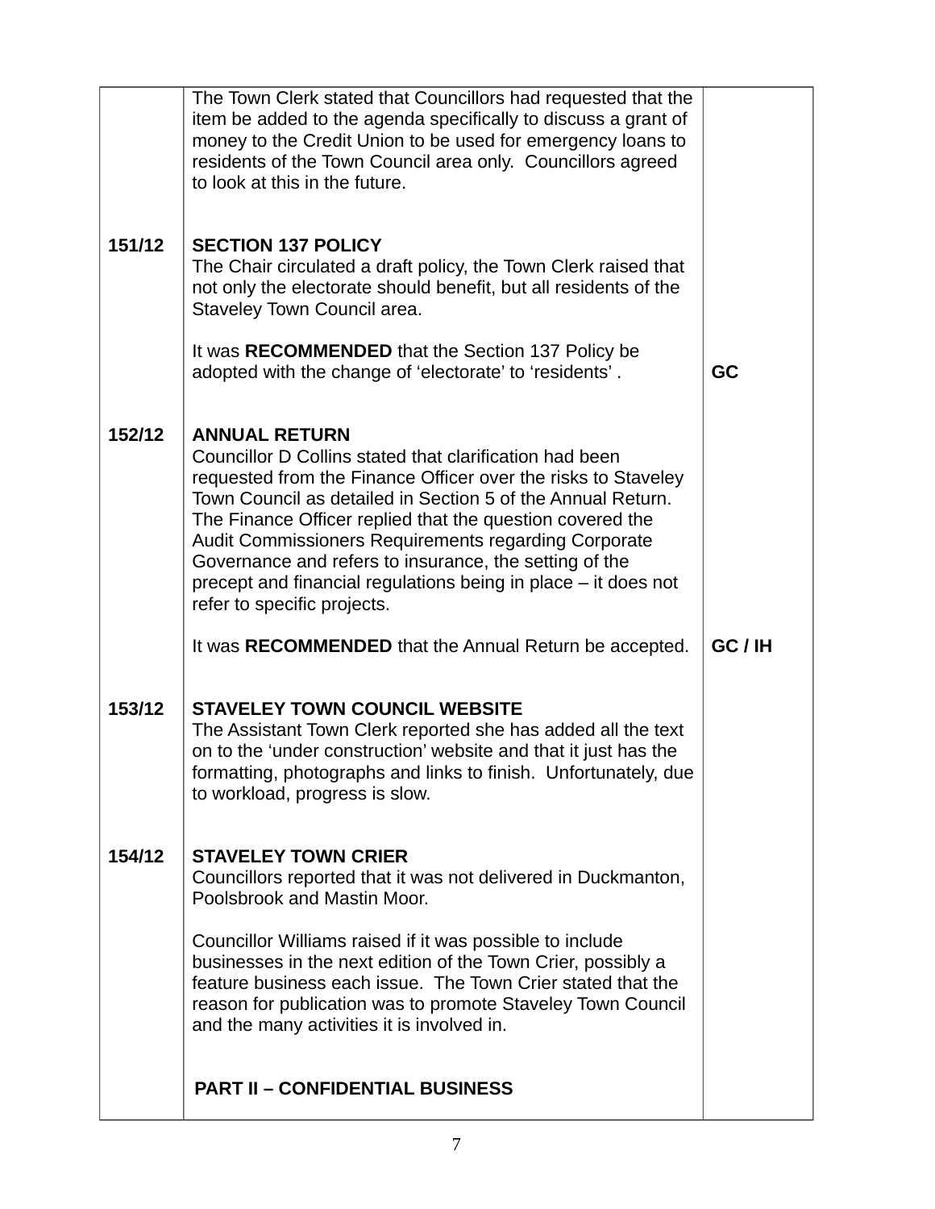| | | |
|---|---|---|
| | The Town Clerk stated that Councillors had requested that the item be added to the agenda specifically to discuss a grant of money to the Credit Union to be used for emergency loans to residents of the Town Council area only. Councillors agreed to look at this in the future. | |
| **151/12** | **SECTION 137 POLICY**<br>The Chair circulated a draft policy, the Town Clerk raised that not only the electorate should benefit, but all residents of the Staveley Town Council area.<br><br>It was **RECOMMENDED** that the Section 137 Policy be adopted with the change of 'electorate' to 'residents'. | **GC** |
| **152/12** | **ANNUAL RETURN**<br>Councillor D Collins stated that clarification had been requested from the Finance Officer over the risks to Staveley Town Council as detailed in Section 5 of the Annual Return. The Finance Officer replied that the question covered the Audit Commissioners Requirements regarding Corporate Governance and refers to insurance, the setting of the precept and financial regulations being in place – it does not refer to specific projects.<br><br>It was **RECOMMENDED** that the Annual Return be accepted. | **GC / IH** |
| **153/12** | **STAVELEY TOWN COUNCIL WEBSITE**<br>The Assistant Town Clerk reported she has added all the text on to the 'under construction' website and that it just has the formatting, photographs and links to finish. Unfortunately, due to workload, progress is slow. | |
| **154/12** | **STAVELEY TOWN CRIER**<br>Councillors reported that it was not delivered in Duckmanton, Poolsbrook and Mastin Moor.<br><br>Councillor Williams raised if it was possible to include businesses in the next edition of the Town Crier, possibly a feature business each issue. The Town Crier stated that the reason for publication was to promote Staveley Town Council and the many activities it is involved in. | |
| | **PART II – CONFIDENTIAL BUSINESS** | |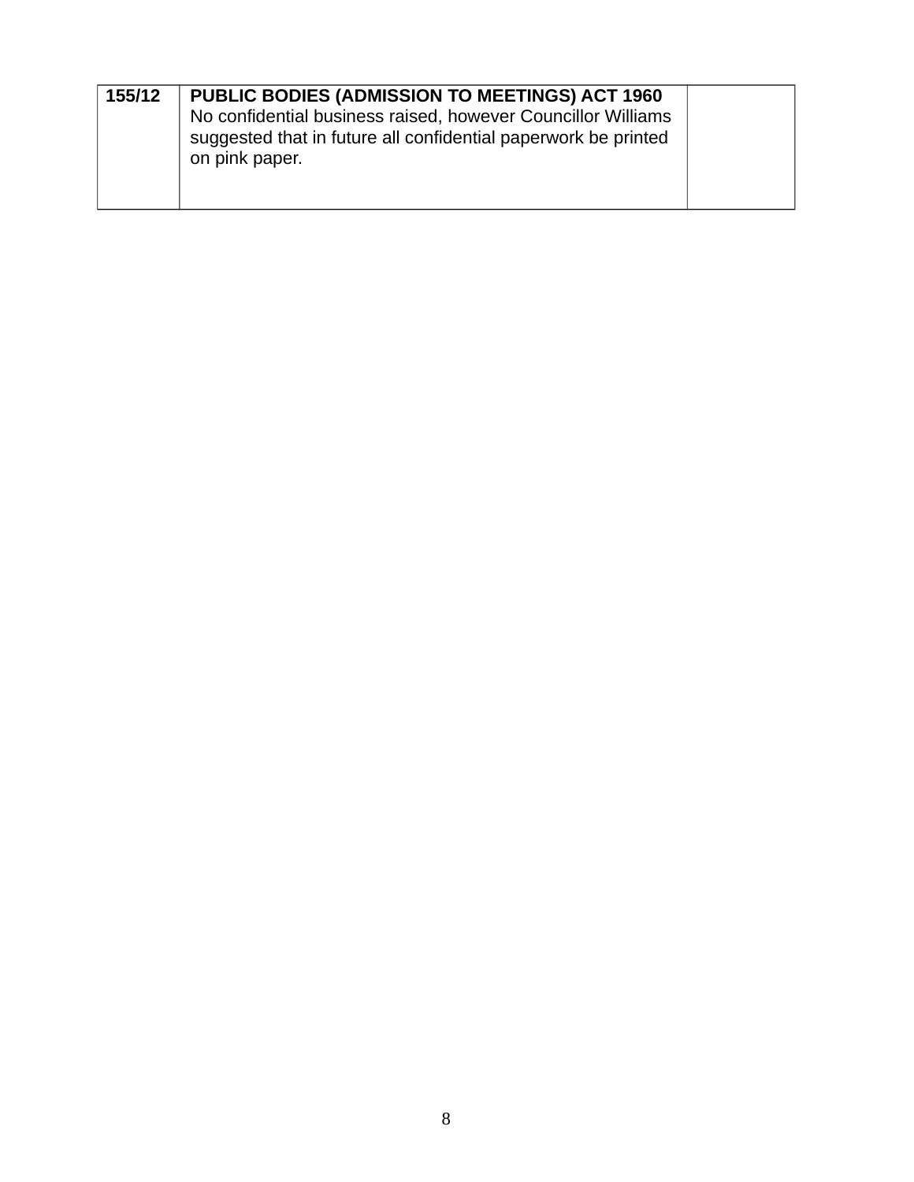| | | |
|---|---|---|
| **155/12** | **PUBLIC BODIES (ADMISSION TO MEETINGS) ACT 1960**<br>No confidential business raised, however Councillor Williams suggested that in future all confidential paperwork be printed on pink paper. | |